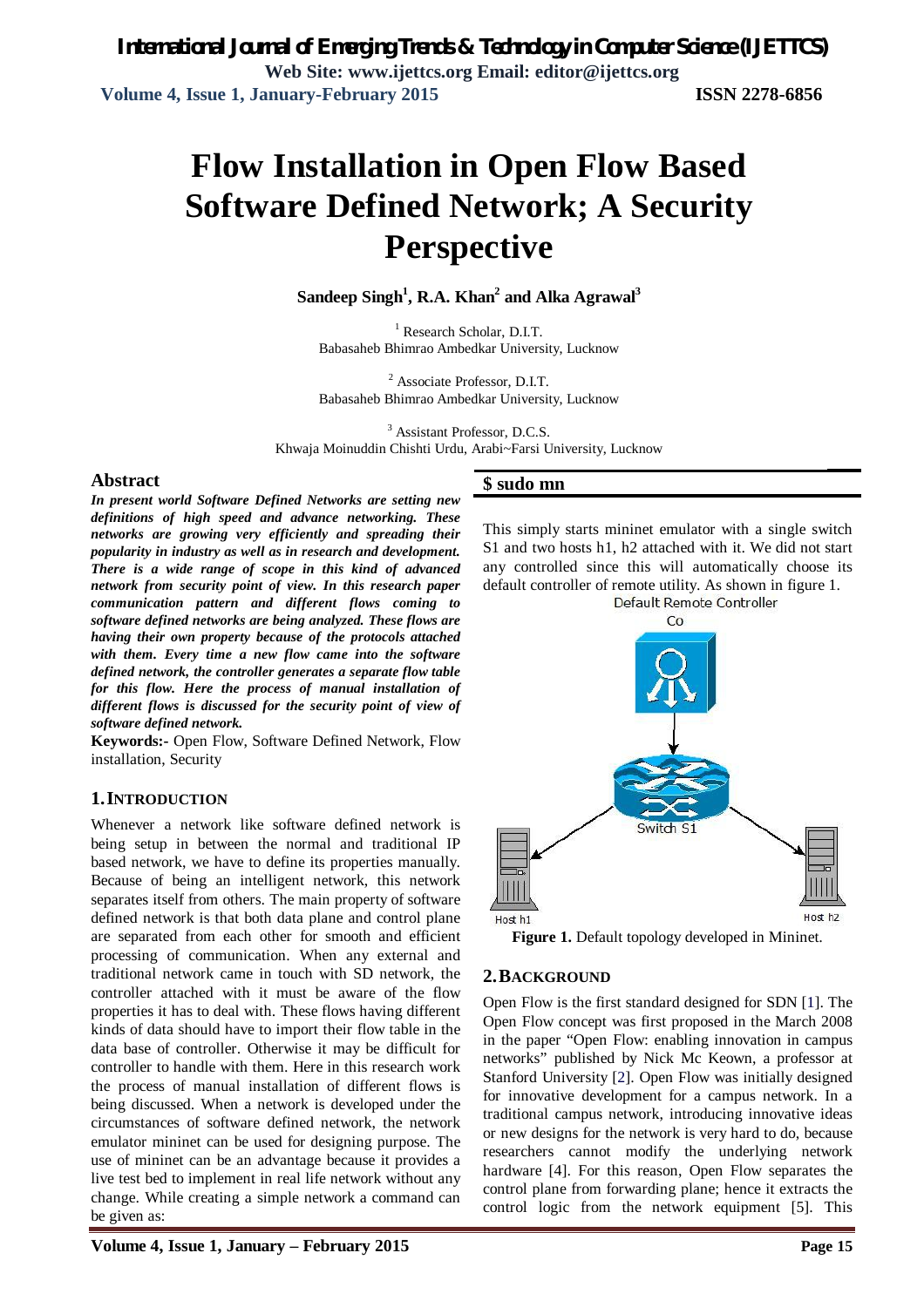# Flow Installation in Open Flow Based Software Defined Network; A Security Perspective

**Sandeep Singh[1], R.A. Khan[2] and Alka Agrawal[3]**

[1] Research Scholar, D.I.T.
Babasaheb Bhimrao Ambedkar University, Lucknow

[2] Associate Professor, D.I.T.
Babasaheb Bhimrao Ambedkar University, Lucknow

[3] Assistant Professor, D.C.S.
Khwaja Moinuddin Chishti Urdu, Arabi~Farsi University, Lucknow

## Abstract

***In present world Software Defined Networks are setting new definitions of high speed and advance networking. These networks are growing very efficiently and spreading their popularity in industry as well as in research and development. There is a wide range of scope in this kind of advanced network from security point of view. In this research paper communication pattern and different flows coming to software defined networks are being analyzed. These flows are having their own property because of the protocols attached with them. Every time a new flow came into the software defined network, the controller generates a separate flow table for this flow. Here the process of manual installation of different flows is discussed for the security point of view of software defined network.***

**Keywords:-** Open Flow, Software Defined Network, Flow installation, Security

## 1. INTRODUCTION

Whenever a network like software defined network is being setup in between the normal and traditional IP based network, we have to define its properties manually. Because of being an intelligent network, this network separates itself from others. The main property of software defined network is that both data plane and control plane are separated from each other for smooth and efficient processing of communication. When any external and traditional network came in touch with SD network, the controller attached with it must be aware of the flow properties it has to deal with. These flows having different kinds of data should have to import their flow table in the data base of controller. Otherwise it may be difficult for controller to handle with them. Here in this research work the process of manual installation of different flows is being discussed. When a network is developed under the circumstances of software defined network, the network emulator mininet can be used for designing purpose. The use of mininet can be an advantage because it provides a live test bed to implement in real life network without any change. While creating a simple network a command can be given as:

```
$ sudo mn
```

This simply starts mininet emulator with a single switch S1 and two hosts h1, h2 attached with it. We did not start any controlled since this will automatically choose its default controller of remote utility. As shown in figure 1.

Default Remote Controller

Co

Switch S1

Host h1

Host h2

**Figure 1.** Default topology developed in Mininet.

## 2. BACKGROUND

Open Flow is the first standard designed for SDN [1]. The Open Flow concept was first proposed in the March 2008 in the paper "Open Flow: enabling innovation in campus networks" published by Nick Mc Keown, a professor at Stanford University [2]. Open Flow was initially designed for innovative development for a campus network. In a traditional campus network, introducing innovative ideas or new designs for the network is very hard to do, because researchers cannot modify the underlying network hardware [4]. For this reason, Open Flow separates the control plane from forwarding plane; hence it extracts the control logic from the network equipment [5]. This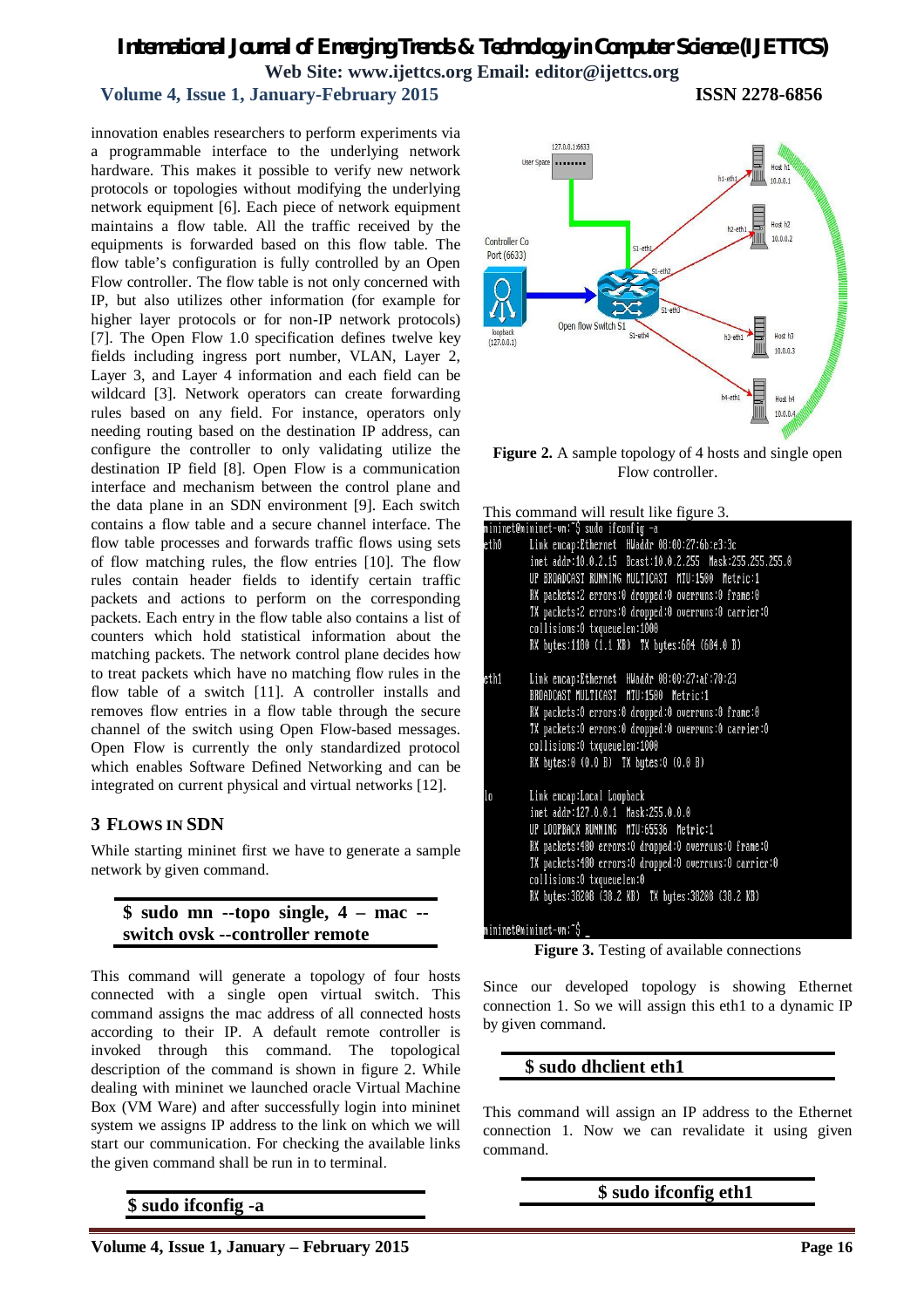innovation enables researchers to perform experiments via a programmable interface to the underlying network hardware. This makes it possible to verify new network protocols or topologies without modifying the underlying network equipment [6]. Each piece of network equipment maintains a flow table. All the traffic received by the equipments is forwarded based on this flow table. The flow table's configuration is fully controlled by an Open Flow controller. The flow table is not only concerned with IP, but also utilizes other information (for example for higher layer protocols or for non-IP network protocols) [7]. The Open Flow 1.0 specification defines twelve key fields including ingress port number, VLAN, Layer 2, Layer 3, and Layer 4 information and each field can be wildcard [3]. Network operators can create forwarding rules based on any field. For instance, operators only needing routing based on the destination IP address, can configure the controller to only validating utilize the destination IP field [8]. Open Flow is a communication interface and mechanism between the control plane and the data plane in an SDN environment [9]. Each switch contains a flow table and a secure channel interface. The flow table processes and forwards traffic flows using sets of flow matching rules, the flow entries [10]. The flow rules contain header fields to identify certain traffic packets and actions to perform on the corresponding packets. Each entry in the flow table also contains a list of counters which hold statistical information about the matching packets. The network control plane decides how to treat packets which have no matching flow rules in the flow table of a switch [11]. A controller installs and removes flow entries in a flow table through the secure channel of the switch using Open Flow-based messages. Open Flow is currently the only standardized protocol which enables Software Defined Networking and can be integrated on current physical and virtual networks [12].

## 3 FLOWS IN SDN

While starting mininet first we have to generate a sample network by given command.

**$ sudo mn --topo single, 4 – mac --switch ovsk --controller remote**

This command will generate a topology of four hosts connected with a single open virtual switch. This command assigns the mac address of all connected hosts according to their IP. A default remote controller is invoked through this command. The topological description of the command is shown in figure 2. While dealing with mininet we launched oracle Virtual Machine Box (VM Ware) and after successfully login into mininet system we assigns IP address to the link on which we will start our communication. For checking the available links the given command shall be run in to terminal.

**$ sudo ifconfig -a**

**Figure 2.** A sample topology of 4 hosts and single open Flow controller.

This command will result like figure 3.

```
mininet@mininet-vm:~$ sudo ifconfig -a
eth0      Link encap:Ethernet  HWaddr 08:00:27:6b:e3:3c
          inet addr:10.0.2.15  Bcast:10.0.2.255  Mask:255.255.255.0
          UP BROADCAST RUNNING MULTICAST  MTU:1500  Metric:1
          RX packets:2 errors:0 dropped:0 overruns:0 frame:0
          TX packets:2 errors:0 dropped:0 overruns:0 carrier:0
          collisions:0 txqueuelen:1000
          RX bytes:1180 (1.1 KB)  TX bytes:684 (684.0 B)

eth1      Link encap:Ethernet  HWaddr 08:00:27:af:70:23
          BROADCAST MULTICAST  MTU:1500  Metric:1
          RX packets:0 errors:0 dropped:0 overruns:0 frame:0
          TX packets:0 errors:0 dropped:0 overruns:0 carrier:0
          collisions:0 txqueuelen:1000
          RX bytes:0 (0.0 B)  TX bytes:0 (0.0 B)

lo        Link encap:Local Loopback
          inet addr:127.0.0.1  Mask:255.0.0.0
          UP LOOPBACK RUNNING  MTU:65536  Metric:1
          RX packets:480 errors:0 dropped:0 overruns:0 frame:0
          TX packets:480 errors:0 dropped:0 overruns:0 carrier:0
          collisions:0 txqueuelen:0
          RX bytes:38288 (38.2 KB)  TX bytes:38288 (38.2 KB)

mininet@mininet-vm:~$ _
```

**Figure 3.** Testing of available connections

Since our developed topology is showing Ethernet connection 1. So we will assign this eth1 to a dynamic IP by given command.

**$ sudo dhclient eth1**

This command will assign an IP address to the Ethernet connection 1. Now we can revalidate it using given command.

**$ sudo ifconfig eth1**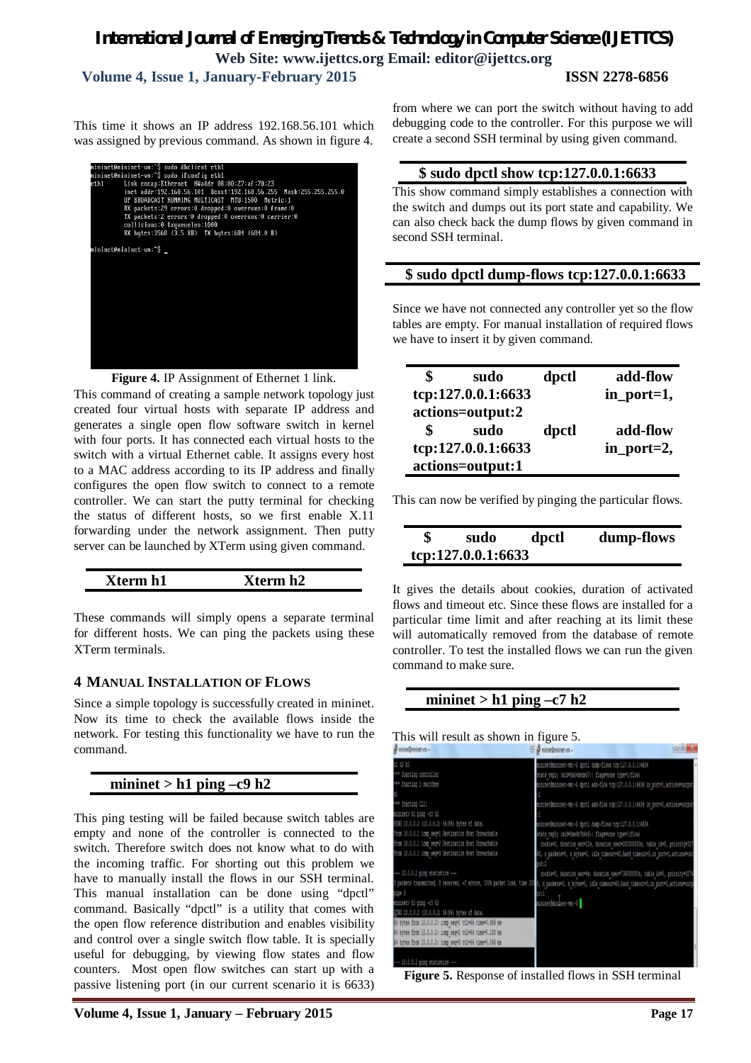This time it shows an IP address 192.168.56.101 which was assigned by previous command. As shown in figure 4.

**Figure 4.** IP Assignment of Ethernet 1 link.

This command of creating a sample network topology just created four virtual hosts with separate IP address and generates a single open flow software switch in kernel with four ports. It has connected each virtual hosts to the switch with a virtual Ethernet cable. It assigns every host to a MAC address according to its IP address and finally configures the open flow switch to connect to a remote controller. We can start the putty terminal for checking the status of different hosts, so we first enable X.11 forwarding under the network assignment. Then putty server can be launched by XTerm using given command.

**Xterm h1 Xterm h2**

These commands will simply opens a separate terminal for different hosts. We can ping the packets using these XTerm terminals.

## 4 Manual Installation of Flows

Since a simple topology is successfully created in mininet. Now its time to check the available flows inside the network. For testing this functionality we have to run the command.

**mininet > h1 ping –c9 h2**

This ping testing will be failed because switch tables are empty and none of the controller is connected to the switch. Therefore switch does not know what to do with the incoming traffic. For shorting out this problem we have to manually install the flows in our SSH terminal. This manual installation can be done using "dpctl" command. Basically "dpctl" is a utility that comes with the open flow reference distribution and enables visibility and control over a single switch flow table. It is specially useful for debugging, by viewing flow states and flow counters. Most open flow switches can start up with a passive listening port (in our current scenario it is 6633) from where we can port the switch without having to add debugging code to the controller. For this purpose we will create a second SSH terminal by using given command.

**$ sudo dpctl show tcp:127.0.0.1:6633**

This show command simply establishes a connection with the switch and dumps out its port state and capability. We can also check back the dump flows by given command in second SSH terminal.

**$ sudo dpctl dump-flows tcp:127.0.0.1:6633**

Since we have not connected any controller yet so the flow tables are empty. For manual installation of required flows we have to insert it by given command.

**$ sudo dpctl add-flow tcp:127.0.0.1:6633 in_port=1, actions=output:2**
**$ sudo dpctl add-flow tcp:127.0.0.1:6633 in_port=2, actions=output:1**

This can now be verified by pinging the particular flows.

**$ sudo dpctl dump-flows tcp:127.0.0.1:6633**

It gives the details about cookies, duration of activated flows and timeout etc. Since these flows are installed for a particular time limit and after reaching at its limit these will automatically removed from the database of remote controller. To test the installed flows we can run the given command to make sure.

**mininet > h1 ping –c7 h2**

This will result as shown in figure 5.

**Figure 5.** Response of installed flows in SSH terminal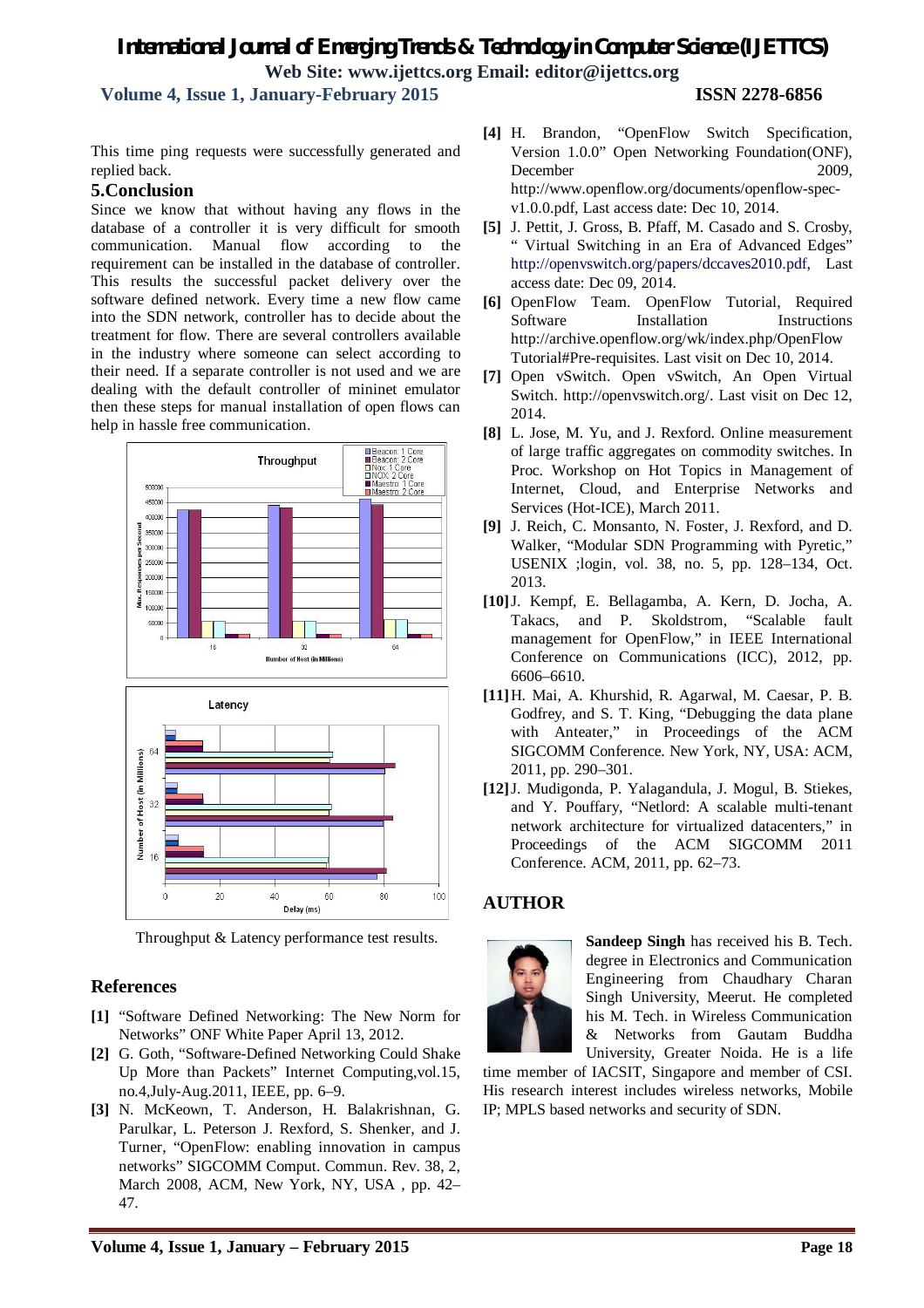This time ping requests were successfully generated and replied back.

## 5.Conclusion

Since we know that without having any flows in the database of a controller it is very difficult for smooth communication. Manual flow according to the requirement can be installed in the database of controller. This results the successful packet delivery over the software defined network. Every time a new flow came into the SDN network, controller has to decide about the treatment for flow. There are several controllers available in the industry where someone can select according to their need. If a separate controller is not used and we are dealing with the default controller of mininet emulator then these steps for manual installation of open flows can help in hassle free communication.

Throughput

Beacon: 1 Core
Beacon: 2 Core
Nox: 1 Core
NOX: 2 Core
Maestro: 1 Core
Maestro: 2 Core

Max. Responses per Second

500000
450000
400000
350000
300000
250000
200000
150000
100000
50000
0

16
32
64

Number of Host (in Millions)

Latency

Number of Host (in Millions)

64
32
16

0
20
40
60
80
100

Delay (ms)

Throughput & Latency performance test results.

## References

**[1]** "Software Defined Networking: The New Norm for Networks" ONF White Paper April 13, 2012.

**[2]** G. Goth, "Software-Defined Networking Could Shake Up More than Packets" Internet Computing,vol.15, no.4,July-Aug.2011, IEEE, pp. 6–9.

**[3]** N. McKeown, T. Anderson, H. Balakrishnan, G. Parulkar, L. Peterson J. Rexford, S. Shenker, and J. Turner, "OpenFlow: enabling innovation in campus networks" SIGCOMM Comput. Commun. Rev. 38, 2, March 2008, ACM, New York, NY, USA , pp. 42–47.

**[4]** H. Brandon, "OpenFlow Switch Specification, Version 1.0.0" Open Networking Foundation(ONF), December 2009, http://www.openflow.org/documents/openflow-spec-v1.0.0.pdf, Last access date: Dec 10, 2014.

**[5]** J. Pettit, J. Gross, B. Pfaff, M. Casado and S. Crosby, " Virtual Switching in an Era of Advanced Edges" http://openvswitch.org/papers/dccaves2010.pdf, Last access date: Dec 09, 2014.

**[6]** OpenFlow Team. OpenFlow Tutorial, Required Software Installation Instructions http://archive.openflow.org/wk/index.php/OpenFlow Tutorial#Pre-requisites. Last visit on Dec 10, 2014.

**[7]** Open vSwitch. Open vSwitch, An Open Virtual Switch. http://openvswitch.org/. Last visit on Dec 12, 2014.

**[8]** L. Jose, M. Yu, and J. Rexford. Online measurement of large traffic aggregates on commodity switches. In Proc. Workshop on Hot Topics in Management of Internet, Cloud, and Enterprise Networks and Services (Hot-ICE), March 2011.

**[9]** J. Reich, C. Monsanto, N. Foster, J. Rexford, and D. Walker, "Modular SDN Programming with Pyretic," USENIX ;login, vol. 38, no. 5, pp. 128–134, Oct. 2013.

**[10]** J. Kempf, E. Bellagamba, A. Kern, D. Jocha, A. Takacs, and P. Skoldstrom, "Scalable fault management for OpenFlow," in IEEE International Conference on Communications (ICC), 2012, pp. 6606–6610.

**[11]** H. Mai, A. Khurshid, R. Agarwal, M. Caesar, P. B. Godfrey, and S. T. King, "Debugging the data plane with Anteater," in Proceedings of the ACM SIGCOMM Conference. New York, NY, USA: ACM, 2011, pp. 290–301.

**[12]** J. Mudigonda, P. Yalagandula, J. Mogul, B. Stiekes, and Y. Pouffary, "Netlord: A scalable multi-tenant network architecture for virtualized datacenters," in Proceedings of the ACM SIGCOMM 2011 Conference. ACM, 2011, pp. 62–73.

## AUTHOR

**Sandeep Singh** has received his B. Tech. degree in Electronics and Communication Engineering from Chaudhary Charan Singh University, Meerut. He completed his M. Tech. in Wireless Communication & Networks from Gautam Buddha University, Greater Noida. He is a life time member of IACSIT, Singapore and member of CSI. His research interest includes wireless networks, Mobile IP; MPLS based networks and security of SDN.